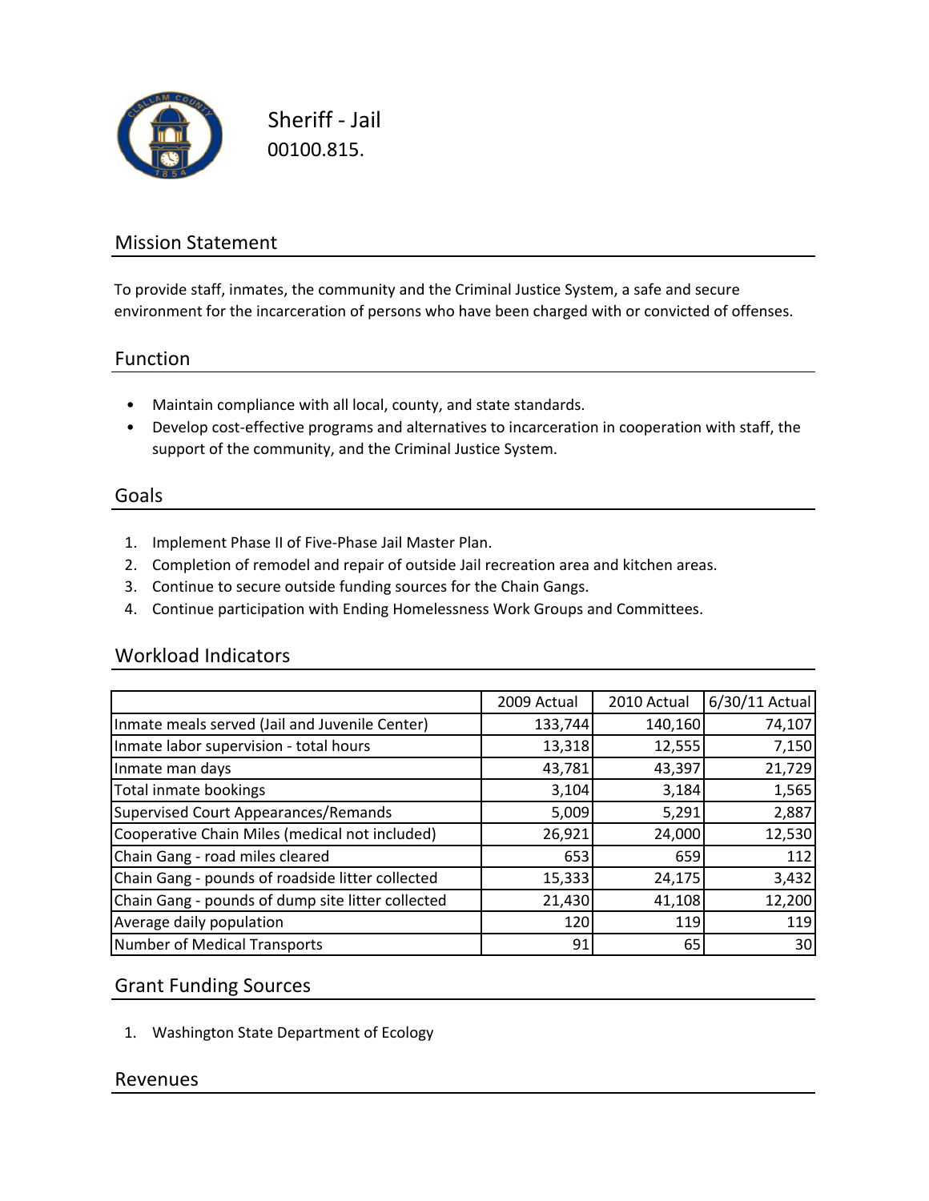# Sheriff - Jail

00100.815.

## Mission Statement

To provide staff, inmates, the community and the Criminal Justice System, a safe and secure environment for the incarceration of persons who have been charged with or convicted of offenses.

## Function

- Maintain compliance with all local, county, and state standards.
- Develop cost-effective programs and alternatives to incarceration in cooperation with staff, the support of the community, and the Criminal Justice System.

## Goals

1. Implement Phase II of Five-Phase Jail Master Plan.
2. Completion of remodel and repair of outside Jail recreation area and kitchen areas.
3. Continue to secure outside funding sources for the Chain Gangs.
4. Continue participation with Ending Homelessness Work Groups and Committees.

## Workload Indicators

| | 2009 Actual | 2010 Actual | 6/30/11 Actual |
|---|---|---|---|
| Inmate meals served (Jail and Juvenile Center) | 133,744 | 140,160 | 74,107 |
| Inmate labor supervision - total hours | 13,318 | 12,555 | 7,150 |
| Inmate man days | 43,781 | 43,397 | 21,729 |
| Total inmate bookings | 3,104 | 3,184 | 1,565 |
| Supervised Court Appearances/Remands | 5,009 | 5,291 | 2,887 |
| Cooperative Chain Miles (medical not included) | 26,921 | 24,000 | 12,530 |
| Chain Gang - road miles cleared | 653 | 659 | 112 |
| Chain Gang - pounds of roadside litter collected | 15,333 | 24,175 | 3,432 |
| Chain Gang - pounds of dump site litter collected | 21,430 | 41,108 | 12,200 |
| Average daily population | 120 | 119 | 119 |
| Number of Medical Transports | 91 | 65 | 30 |

## Grant Funding Sources

1. Washington State Department of Ecology

## Revenues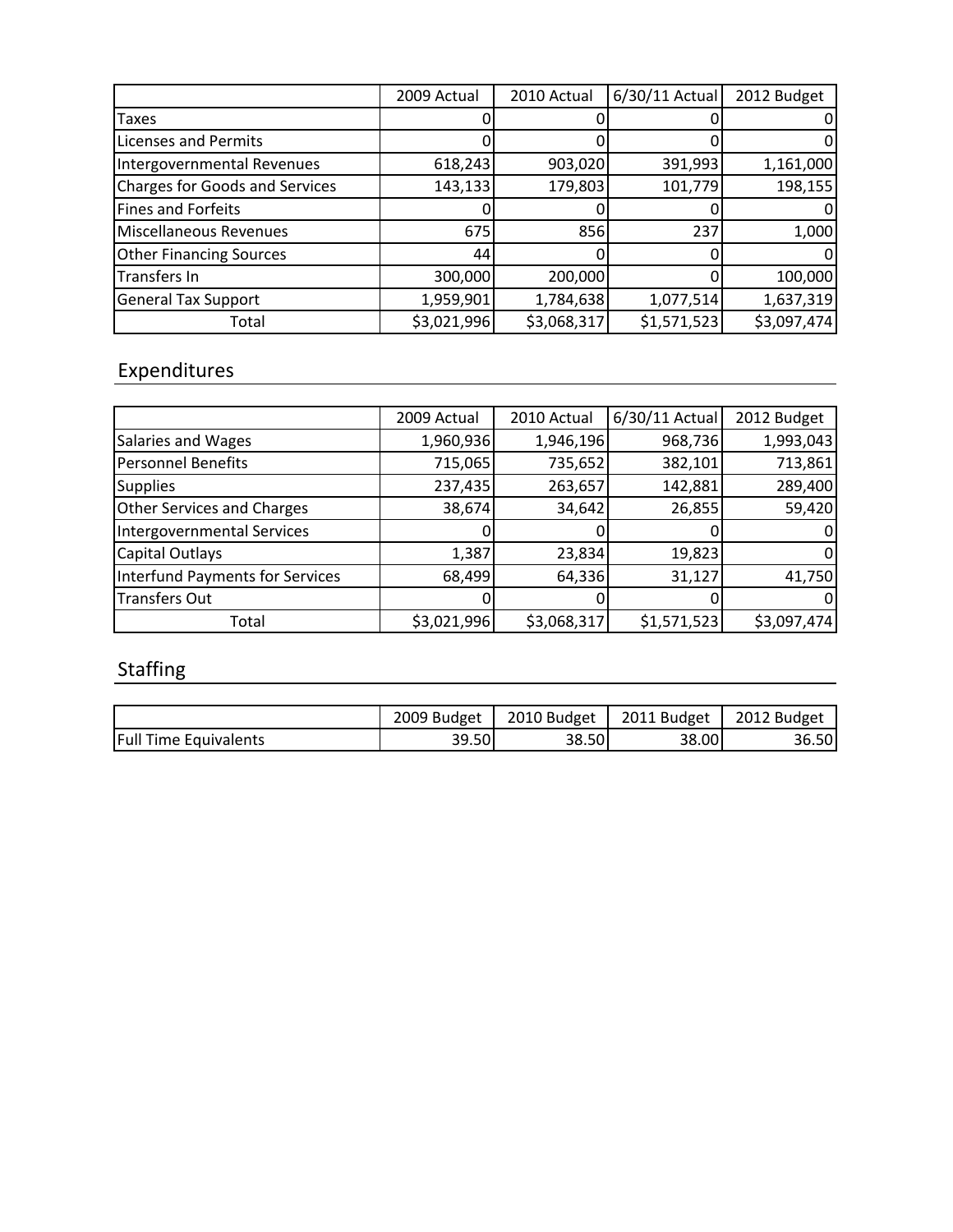| | 2009 Actual | 2010 Actual | 6/30/11 Actual | 2012 Budget |
|---|---|---|---|---|
| Taxes | 0 | 0 | 0 | 0 |
| Licenses and Permits | 0 | 0 | 0 | 0 |
| Intergovernmental Revenues | 618,243 | 903,020 | 391,993 | 1,161,000 |
| Charges for Goods and Services | 143,133 | 179,803 | 101,779 | 198,155 |
| Fines and Forfeits | 0 | 0 | 0 | 0 |
| Miscellaneous Revenues | 675 | 856 | 237 | 1,000 |
| Other Financing Sources | 44 | 0 | 0 | 0 |
| Transfers In | 300,000 | 200,000 | 0 | 100,000 |
| General Tax Support | 1,959,901 | 1,784,638 | 1,077,514 | 1,637,319 |
| Total | $3,021,996 | $3,068,317 | $1,571,523 | $3,097,474 |

## Expenditures

| | 2009 Actual | 2010 Actual | 6/30/11 Actual | 2012 Budget |
|---|---|---|---|---|
| Salaries and Wages | 1,960,936 | 1,946,196 | 968,736 | 1,993,043 |
| Personnel Benefits | 715,065 | 735,652 | 382,101 | 713,861 |
| Supplies | 237,435 | 263,657 | 142,881 | 289,400 |
| Other Services and Charges | 38,674 | 34,642 | 26,855 | 59,420 |
| Intergovernmental Services | 0 | 0 | 0 | 0 |
| Capital Outlays | 1,387 | 23,834 | 19,823 | 0 |
| Interfund Payments for Services | 68,499 | 64,336 | 31,127 | 41,750 |
| Transfers Out | 0 | 0 | 0 | 0 |
| Total | $3,021,996 | $3,068,317 | $1,571,523 | $3,097,474 |

## Staffing

| | 2009 Budget | 2010 Budget | 2011 Budget | 2012 Budget |
|---|---|---|---|---|
| Full Time Equivalents | 39.50 | 38.50 | 38.00 | 36.50 |